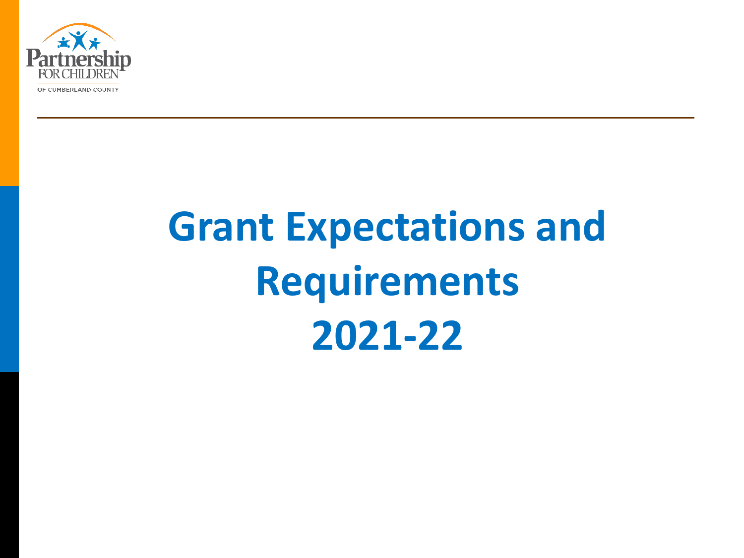Partnership FOR CHILDREN OF CUMBERLAND COUNTY

# Grant Expectations and Requirements 2021-22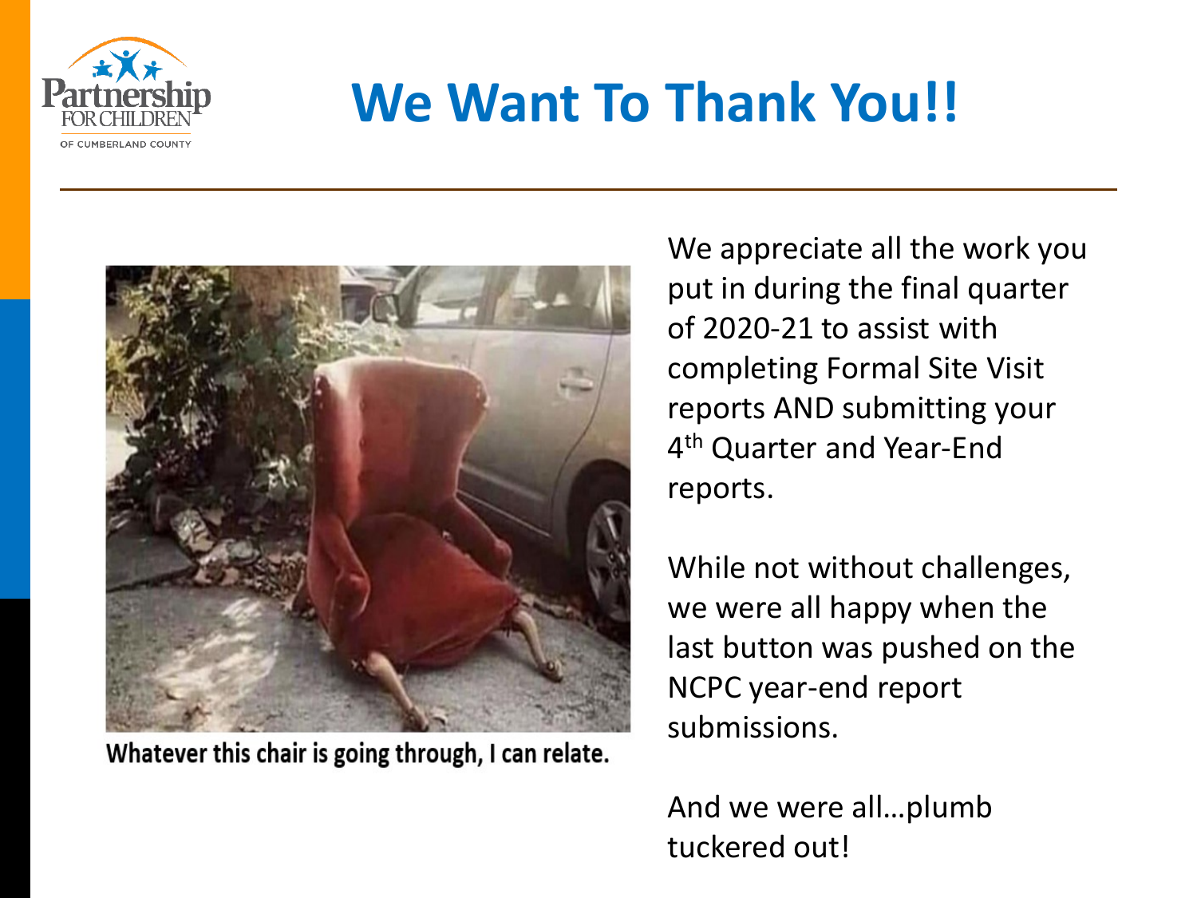# We Want To Thank You!!

Whatever this chair is going through, I can relate.

We appreciate all the work you put in during the final quarter of 2020-21 to assist with completing Formal Site Visit reports AND submitting your 4th Quarter and Year-End reports.

While not without challenges, we were all happy when the last button was pushed on the NCPC year-end report submissions.

And we were all…plumb tuckered out!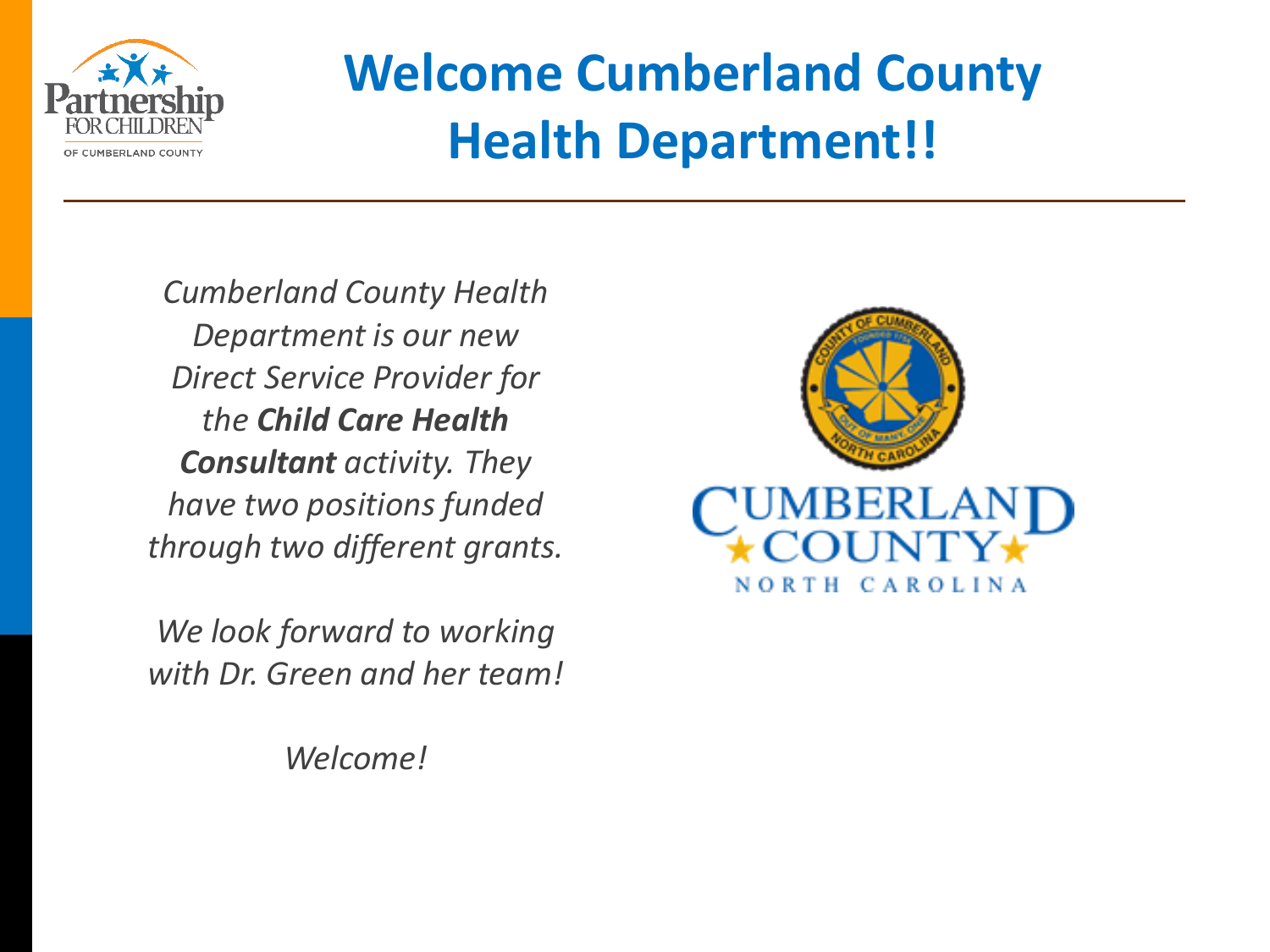# Welcome Cumberland County Health Department!!

*Cumberland County Health Department is our new Direct Service Provider for the* ***Child Care Health Consultant*** *activity. They have two positions funded through two different grants.*

*We look forward to working with Dr. Green and her team!*

*Welcome!*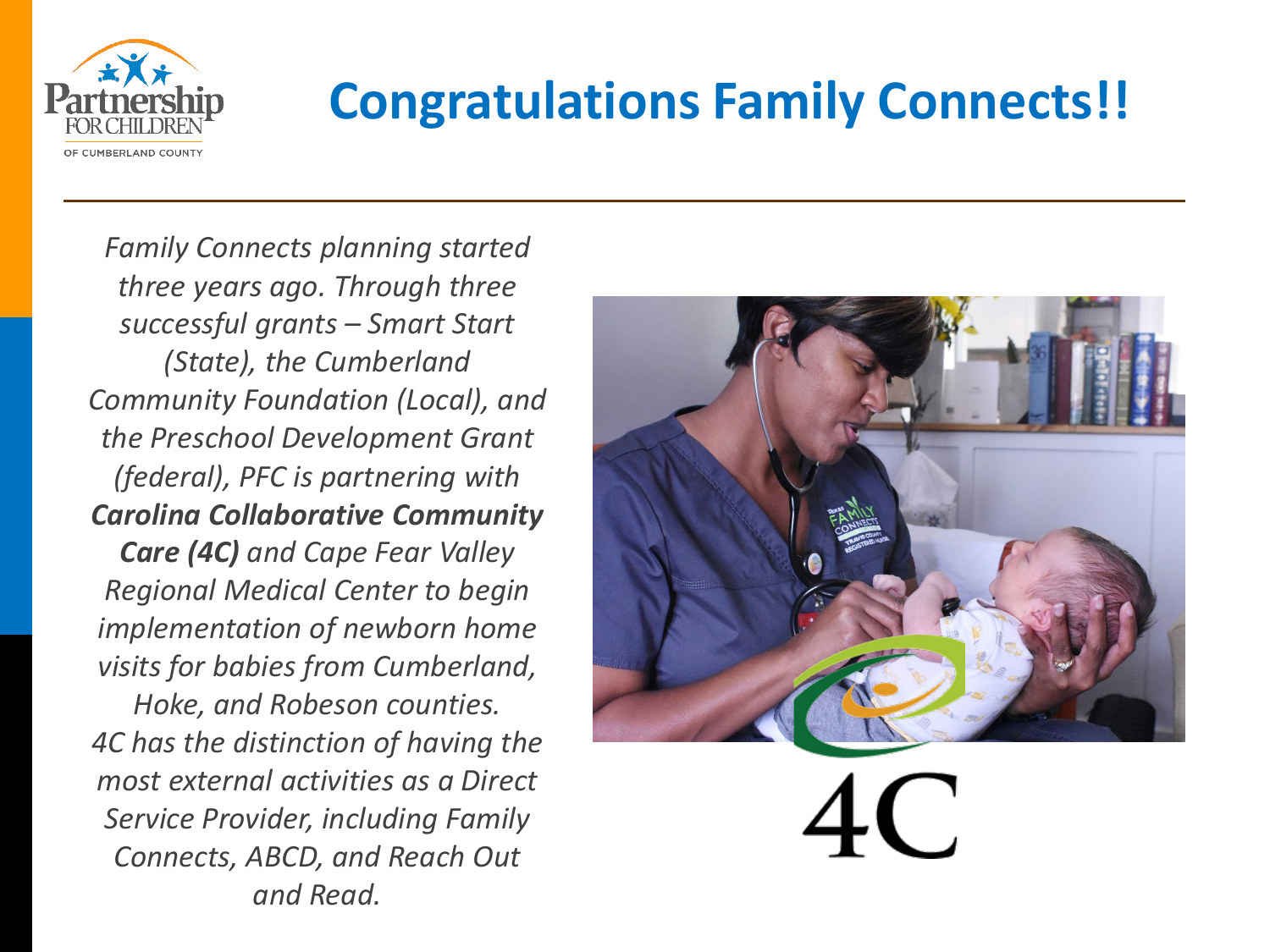# Congratulations Family Connects!!

*Family Connects planning started three years ago. Through three successful grants – Smart Start (State), the Cumberland Community Foundation (Local), and the Preschool Development Grant (federal), PFC is partnering with* ***Carolina Collaborative Community Care (4C)*** *and Cape Fear Valley Regional Medical Center to begin implementation of newborn home visits for babies from Cumberland, Hoke, and Robeson counties. 4C has the distinction of having the most external activities as a Direct Service Provider, including Family Connects, ABCD, and Reach Out and Read.*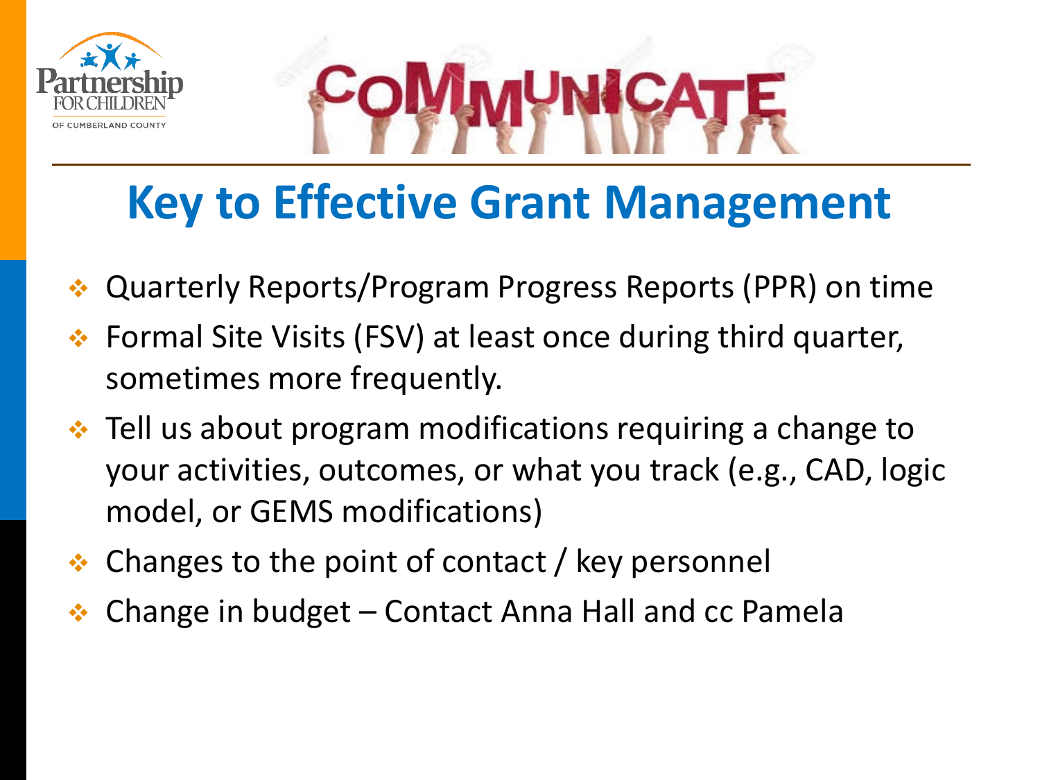# Key to Effective Grant Management

- Quarterly Reports/Program Progress Reports (PPR) on time
- Formal Site Visits (FSV) at least once during third quarter, sometimes more frequently.
- Tell us about program modifications requiring a change to your activities, outcomes, or what you track (e.g., CAD, logic model, or GEMS modifications)
- Changes to the point of contact / key personnel
- Change in budget – Contact Anna Hall and cc Pamela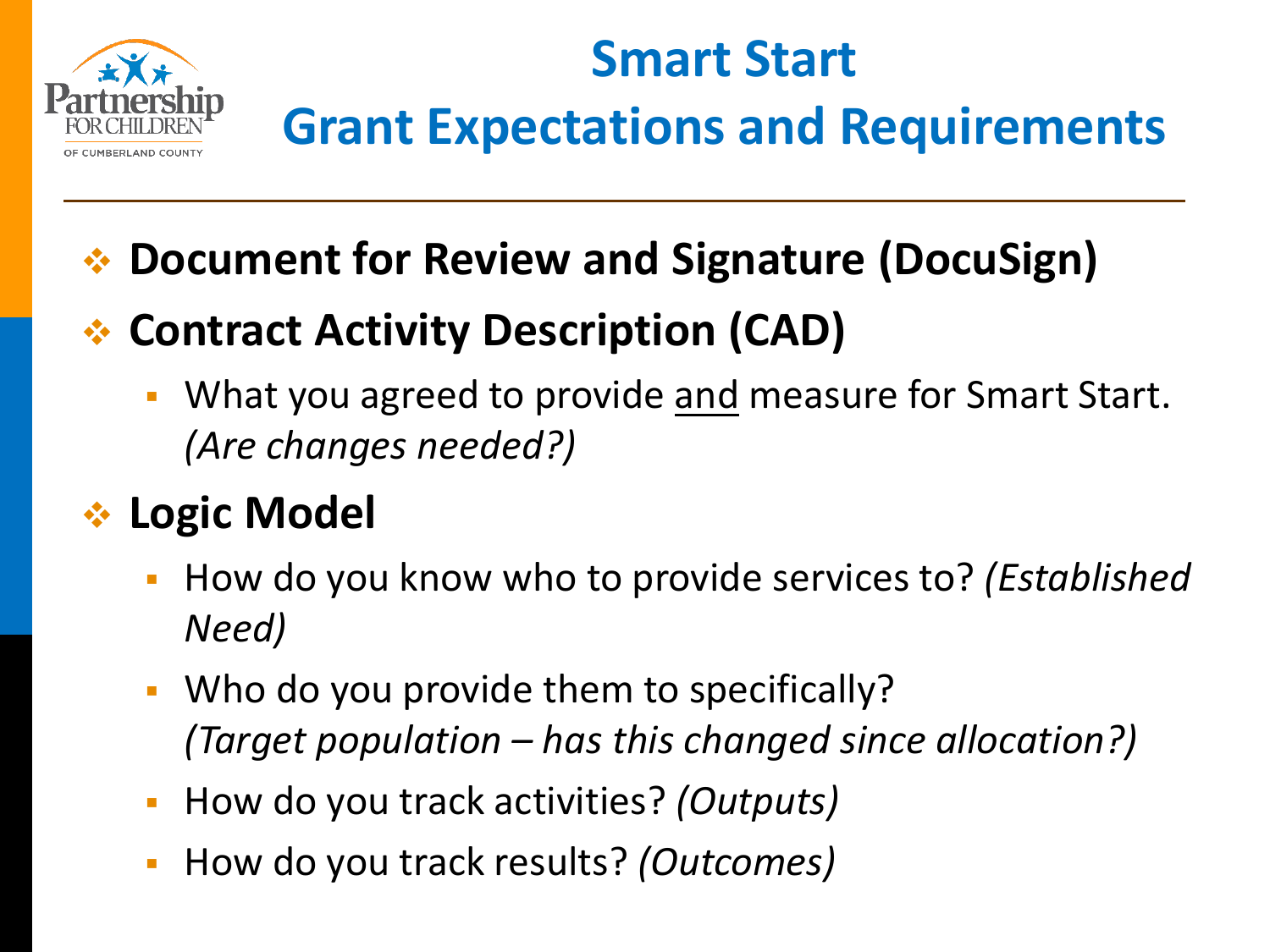# Smart Start
## Grant Expectations and Requirements

- **Document for Review and Signature (DocuSign)**
- **Contract Activity Description (CAD)**
  - What you agreed to provide <u>and</u> measure for Smart Start. *(Are changes needed?)*
- **Logic Model**
  - How do you know who to provide services to? *(Established Need)*
  - Who do you provide them to specifically? *(Target population – has this changed since allocation?)*
  - How do you track activities? *(Outputs)*
  - How do you track results? *(Outcomes)*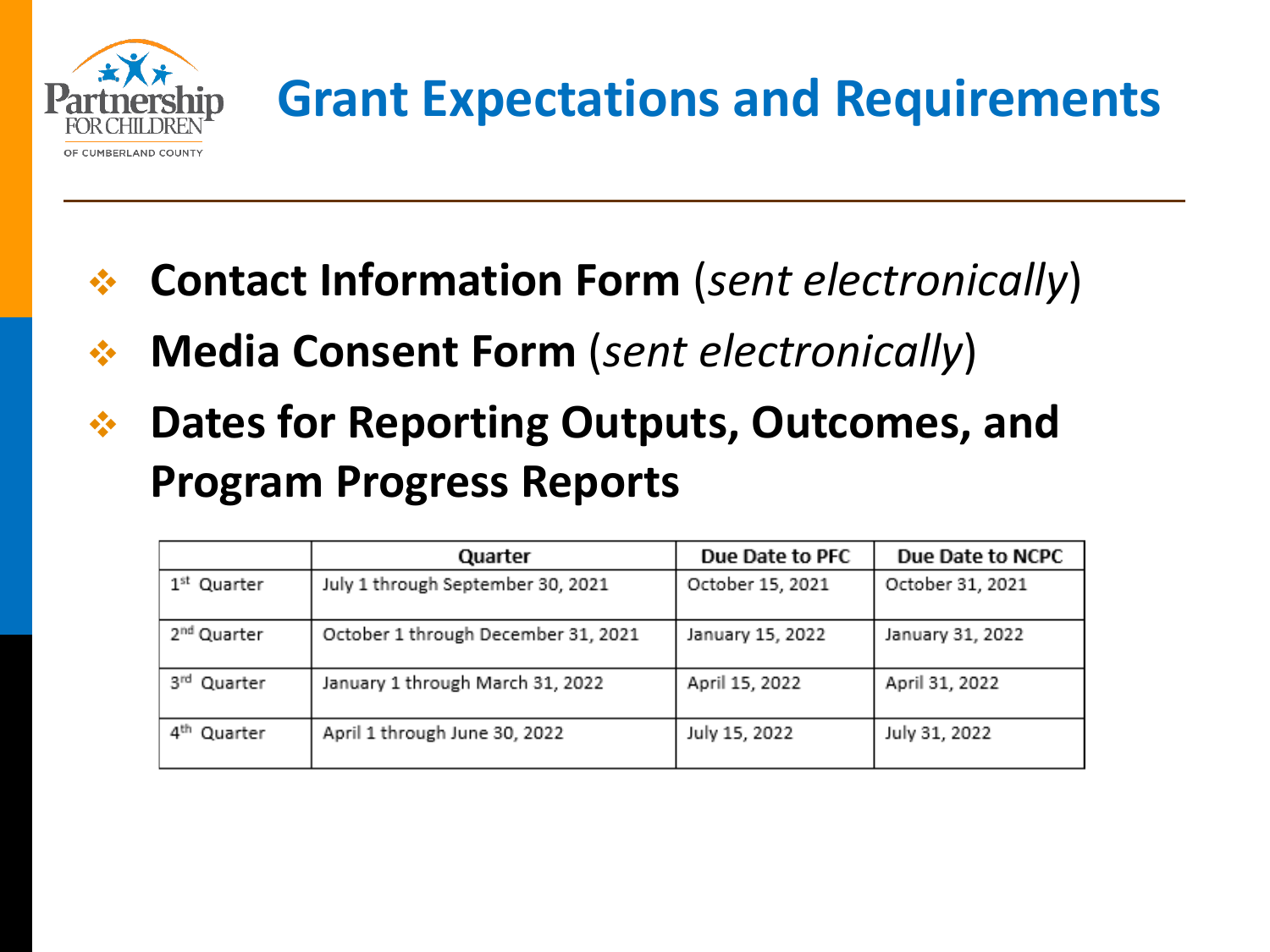# Grant Expectations and Requirements

- **Contact Information Form** (*sent electronically*)
- **Media Consent Form** (*sent electronically*)
- **Dates for Reporting Outputs, Outcomes, and Program Progress Reports**

| | Quarter | Due Date to PFC | Due Date to NCPC |
|---|---|---|---|
| 1st Quarter | July 1 through September 30, 2021 | October 15, 2021 | October 31, 2021 |
| 2nd Quarter | October 1 through December 31, 2021 | January 15, 2022 | January 31, 2022 |
| 3rd Quarter | January 1 through March 31, 2022 | April 15, 2022 | April 31, 2022 |
| 4th Quarter | April 1 through June 30, 2022 | July 15, 2022 | July 31, 2022 |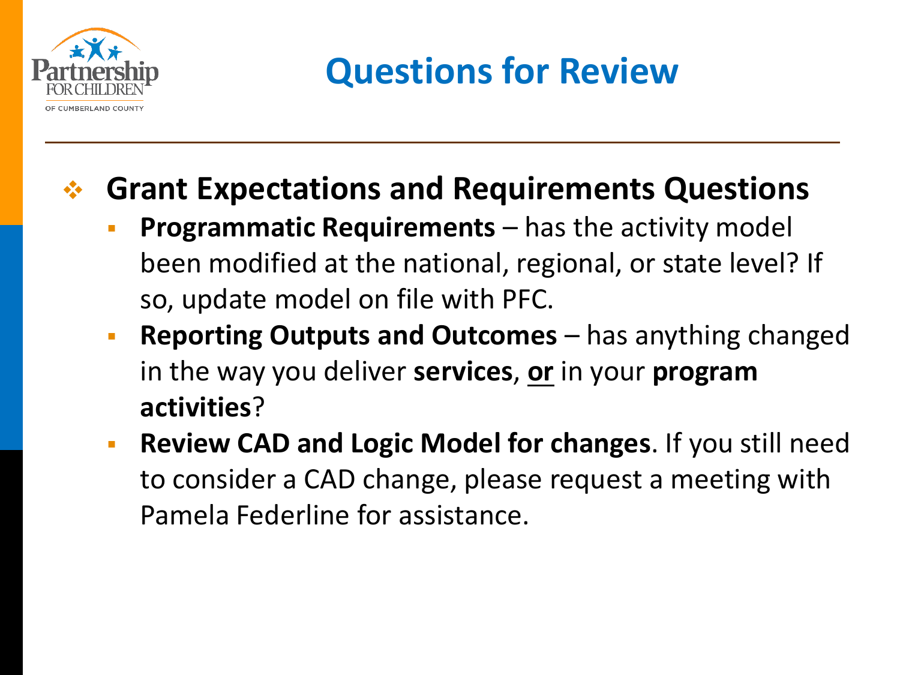# Questions for Review

- **Grant Expectations and Requirements Questions**
  - **Programmatic Requirements** – has the activity model been modified at the national, regional, or state level? If so, update model on file with PFC.
  - **Reporting Outputs and Outcomes** – has anything changed in the way you deliver **services**, **<u>or</u>** in your **program activities**?
  - **Review CAD and Logic Model for changes**. If you still need to consider a CAD change, please request a meeting with Pamela Federline for assistance.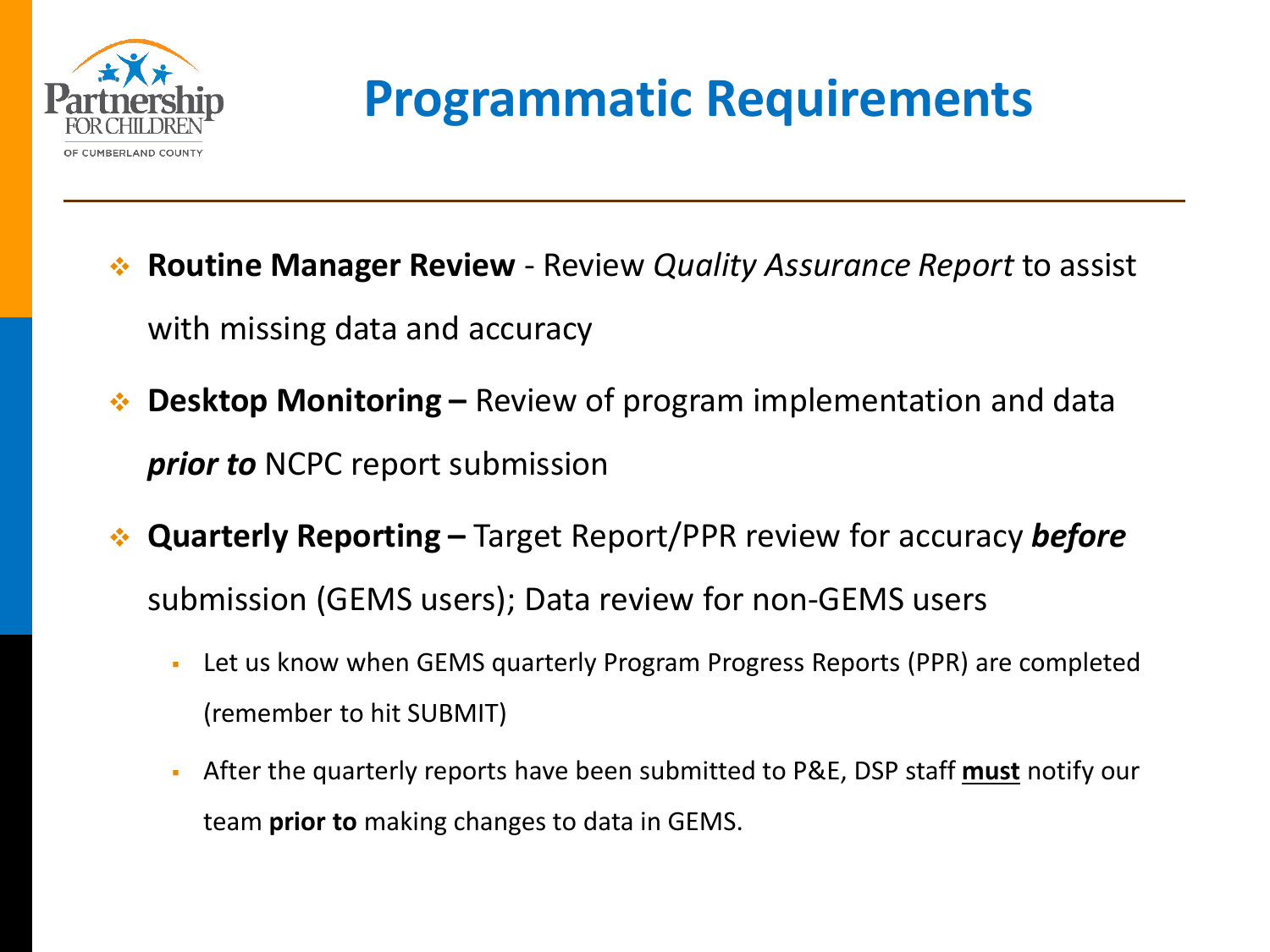# Programmatic Requirements

- **Routine Manager Review** - Review *Quality Assurance Report* to assist with missing data and accuracy
- **Desktop Monitoring –** Review of program implementation and data ***prior to*** NCPC report submission
- **Quarterly Reporting –** Target Report/PPR review for accuracy ***before*** submission (GEMS users); Data review for non-GEMS users
  - Let us know when GEMS quarterly Program Progress Reports (PPR) are completed (remember to hit SUBMIT)
  - After the quarterly reports have been submitted to P&E, DSP staff <u>**must**</u> notify our team **prior to** making changes to data in GEMS.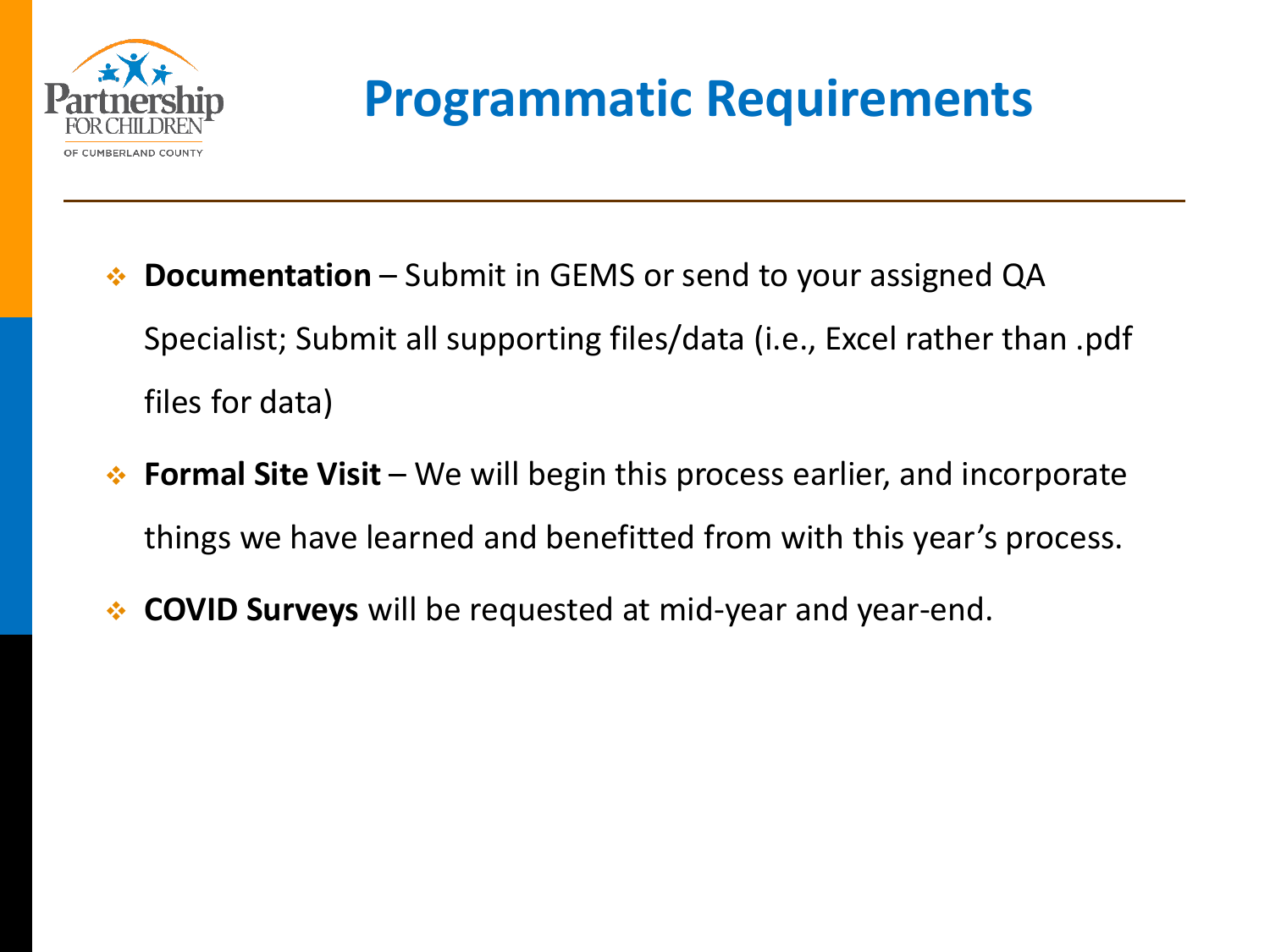# Programmatic Requirements

- **Documentation** – Submit in GEMS or send to your assigned QA Specialist; Submit all supporting files/data (i.e., Excel rather than .pdf files for data)
- **Formal Site Visit** – We will begin this process earlier, and incorporate things we have learned and benefitted from with this year's process.
- **COVID Surveys** will be requested at mid-year and year-end.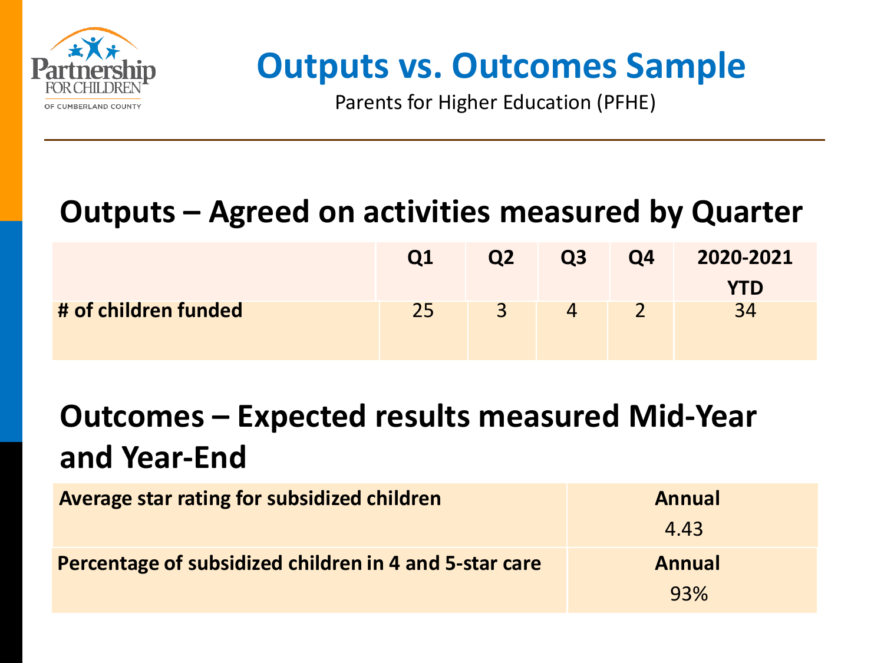Partnership FOR CHILDREN OF CUMBERLAND COUNTY

# Outputs vs. Outcomes Sample

Parents for Higher Education (PFHE)

## Outputs – Agreed on activities measured by Quarter

| | Q1 | Q2 | Q3 | Q4 | 2020-2021 YTD |
|---|---|---|---|---|---|
| **# of children funded** | 25 | 3 | 4 | 2 | 34 |

## Outcomes – Expected results measured Mid-Year and Year-End

| | |
|---|---|
| **Average star rating for subsidized children** | **Annual** 4.43 |
| **Percentage of subsidized children in 4 and 5-star care** | **Annual** 93% |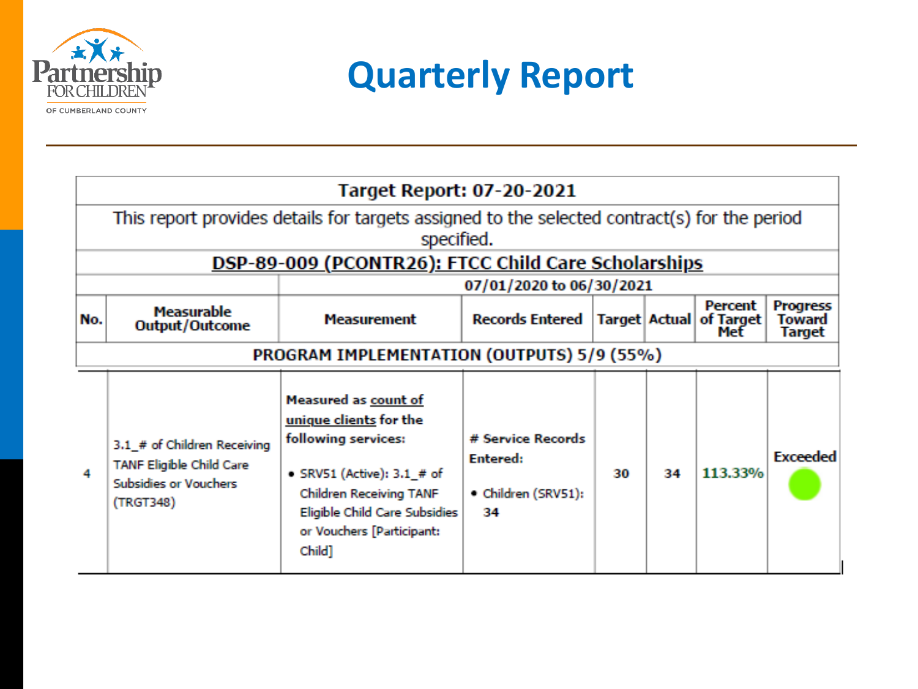# Quarterly Report

| Target Report: 07-20-2021 | | | | | | | |
|---|---|---|---|---|---|---|---|
| This report provides details for targets assigned to the selected contract(s) for the period specified. | | | | | | | |
| DSP-89-009 (PCONTR26): FTCC Child Care Scholarships | | | | | | | |
| | | 07/01/2020 to 06/30/2021 | | | | | |
| No. | Measurable Output/Outcome | Measurement | Records Entered | Target | Actual | Percent of Target Met | Progress Toward Target |
| PROGRAM IMPLEMENTATION (OUTPUTS) 5/9 (55%) | | | | | | | |
| 4 | 3.1_# of Children Receiving TANF Eligible Child Care Subsidies or Vouchers (TRGT348) | Measured as count of unique clients for the following services: • SRV51 (Active): 3.1_# of Children Receiving TANF Eligible Child Care Subsidies or Vouchers [Participant: Child] | # Service Records Entered: • Children (SRV51): 34 | 30 | 34 | 113.33% | Exceeded |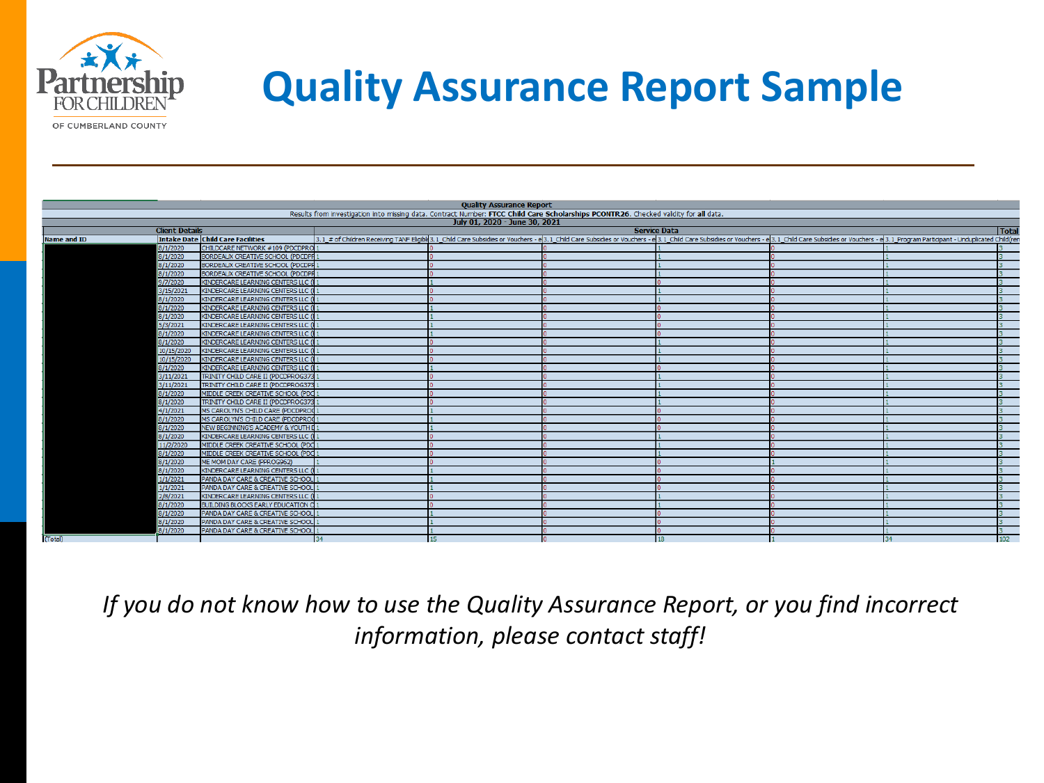# Quality Assurance Report Sample

| Quality Assurance Report | | | | | | | | | |
|---|---|---|---|---|---|---|---|---|---|
| Results from investigation into missing data. Contract Number: **FTCC Child Care Scholarships PCONTR26**. Checked validity for **all** data. | | | | | | | | | |
| July 01, 2020 - June 30, 2021 | | | | | | | | | |
| **Client Details** | | | **Service Data** | | | | | | **Total** |
| **Name and ID** | **Intake Date** | **Child Care Facilities** | 3.1_# of Children Receiving TANF Eligibl | 3.1_Child Care Subsidies or Vouchers - e | 3.1_Child Care Subsidies or Vouchers - e | 3.1_Child Care Subsidies or Vouchers - e | 3.1_Child Care Subsidies or Vouchers - e | 3.1_Program Participant - Unduplicated Child(ren | |
| | 8/1/2020 | CHILDCARE NETWORK #109 (PDCDPRO | 1 | 0 | 0 | 1 | 0 | 1 | 3 |
| | 8/1/2020 | BORDEAUX CREATIVE SCHOOL (PDCDPF | 1 | 0 | 0 | 1 | 0 | 1 | 3 |
| | 8/1/2020 | BORDEAUX CREATIVE SCHOOL (PDCDPF | 1 | 0 | 0 | 1 | 0 | 1 | 3 |
| | 8/1/2020 | BORDEAUX CREATIVE SCHOOL (PDCDPF | 1 | 0 | 0 | 1 | 0 | 1 | 3 |
| | 9/7/2020 | KINDERCARE LEARNING CENTERS LLC ( | 1 | 1 | 0 | 0 | 0 | 1 | 3 |
| | 3/15/2021 | KINDERCARE LEARNING CENTERS LLC ( | 1 | 0 | 0 | 1 | 0 | 1 | 3 |
| | 8/1/2020 | KINDERCARE LEARNING CENTERS LLC ( | 1 | 0 | 0 | 1 | 0 | 1 | 3 |
| | 8/1/2020 | KINDERCARE LEARNING CENTERS LLC ( | 1 | 1 | 0 | 0 | 0 | 1 | 3 |
| | 8/1/2020 | KINDERCARE LEARNING CENTERS LLC ( | 1 | 1 | 0 | 0 | 0 | 1 | 3 |
| | 5/3/2021 | KINDERCARE LEARNING CENTERS LLC ( | 1 | 1 | 0 | 0 | 0 | 1 | 3 |
| | 8/1/2020 | KINDERCARE LEARNING CENTERS LLC ( | 1 | 1 | 0 | 0 | 0 | 1 | 3 |
| | 8/1/2020 | KINDERCARE LEARNING CENTERS LLC ( | 1 | 0 | 0 | 1 | 0 | 1 | 3 |
| | 10/15/2020 | KINDERCARE LEARNING CENTERS LLC ( | 1 | 0 | 0 | 1 | 0 | 1 | 3 |
| | 10/15/2020 | KINDERCARE LEARNING CENTERS LLC ( | 1 | 0 | 0 | 1 | 0 | 1 | 3 |
| | 8/1/2020 | KINDERCARE LEARNING CENTERS LLC ( | 1 | 1 | 0 | 0 | 0 | 1 | 3 |
| | 3/11/2021 | TRINITY CHILD CARE II (PDCDPROG373 | 1 | 0 | 0 | 1 | 0 | 1 | 3 |
| | 3/11/2021 | TRINITY CHILD CARE II (PDCDPROG373 | 1 | 0 | 0 | 1 | 0 | 1 | 3 |
| | 8/1/2020 | MIDDLE CREEK CREATIVE SCHOOL (PDC | 1 | 0 | 0 | 1 | 0 | 1 | 3 |
| | 8/1/2020 | TRINITY CHILD CARE II (PDCDPROG373 | 1 | 0 | 0 | 1 | 0 | 1 | 3 |
| | 4/1/2021 | MS CAROLYN'S CHILD CARE (PDCDPRO | 1 | 1 | 0 | 0 | 0 | 1 | 3 |
| | 8/1/2020 | MS CAROLYN'S CHILD CARE (PDCDPRO | 1 | 1 | 0 | 0 | 0 | 1 | 3 |
| | 8/1/2020 | NEW BEGINNING'S ACADEMY & YOUTH D | 1 | 1 | 0 | 0 | 0 | 1 | 3 |
| | 8/1/2020 | KINDERCARE LEARNING CENTERS LLC ( | 1 | 0 | 0 | 1 | 0 | 1 | 3 |
| | 11/2/2020 | MIDDLE CREEK CREATIVE SCHOOL (PDC | 1 | 0 | 0 | 1 | 0 | 1 | 3 |
| | 8/1/2020 | MIDDLE CREEK CREATIVE SCHOOL (PDC | 1 | 0 | 0 | 1 | 0 | 1 | 3 |
| | 8/1/2020 | ME MOM DAY CARE (PPROG962) | 1 | 0 | 0 | 0 | 1 | 1 | 3 |
| | 8/1/2020 | KINDERCARE LEARNING CENTERS LLC ( | 1 | 1 | 0 | 0 | 0 | 1 | 3 |
| | 1/1/2021 | PANDA DAY CARE & CREATIVE SCHOOL | 1 | 1 | 0 | 0 | 0 | 1 | 3 |
| | 1/1/2021 | PANDA DAY CARE & CREATIVE SCHOOL | 1 | 1 | 0 | 0 | 0 | 1 | 3 |
| | 2/8/2021 | KINDERCARE LEARNING CENTERS LLC ( | 1 | 0 | 0 | 1 | 0 | 1 | 3 |
| | 8/1/2020 | BUILDING BLOCKS EARLY EDUCATION C | 1 | 0 | 0 | 1 | 0 | 1 | 3 |
| | 8/1/2020 | PANDA DAY CARE & CREATIVE SCHOOL | 1 | 1 | 0 | 0 | 0 | 1 | 3 |
| | 8/1/2020 | PANDA DAY CARE & CREATIVE SCHOOL | 1 | 1 | 0 | 0 | 0 | 1 | 3 |
| | 8/1/2020 | PANDA DAY CARE & CREATIVE SCHOOL | 1 | 1 | 0 | 0 | 0 | 1 | 3 |
| (Total) | | | 34 | 15 | 0 | 18 | 1 | 34 | 102 |

*If you do not know how to use the Quality Assurance Report, or you find incorrect information, please contact staff!*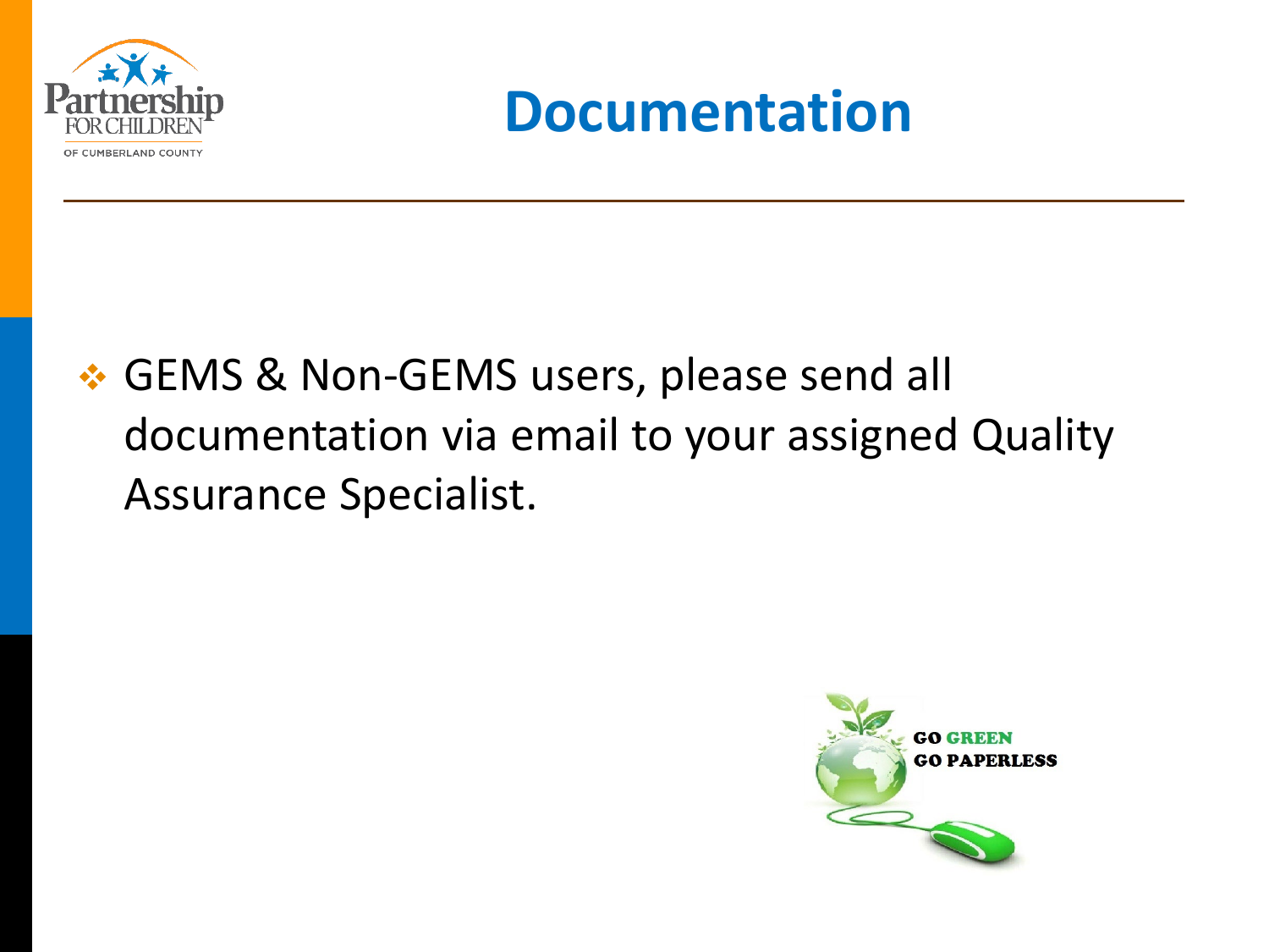# Documentation

- GEMS & Non-GEMS users, please send all documentation via email to your assigned Quality Assurance Specialist.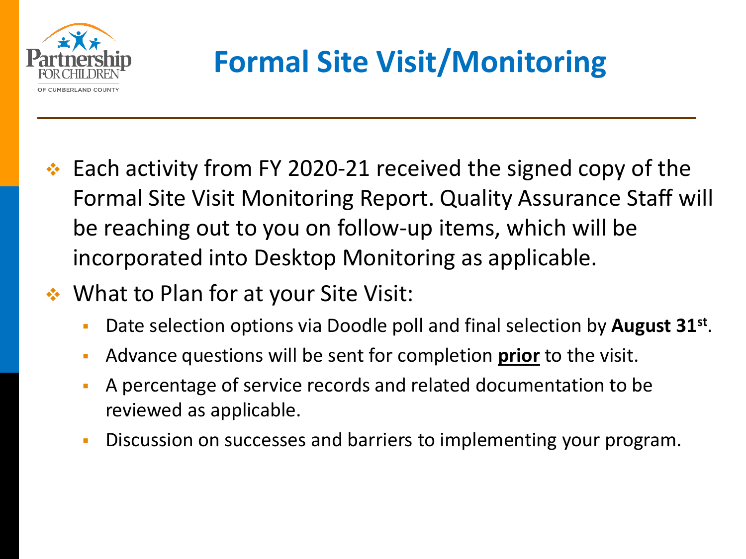# Formal Site Visit/Monitoring

- Each activity from FY 2020-21 received the signed copy of the Formal Site Visit Monitoring Report. Quality Assurance Staff will be reaching out to you on follow-up items, which will be incorporated into Desktop Monitoring as applicable.
- What to Plan for at your Site Visit:
  - Date selection options via Doodle poll and final selection by **August 31st**.
  - Advance questions will be sent for completion **prior** to the visit.
  - A percentage of service records and related documentation to be reviewed as applicable.
  - Discussion on successes and barriers to implementing your program.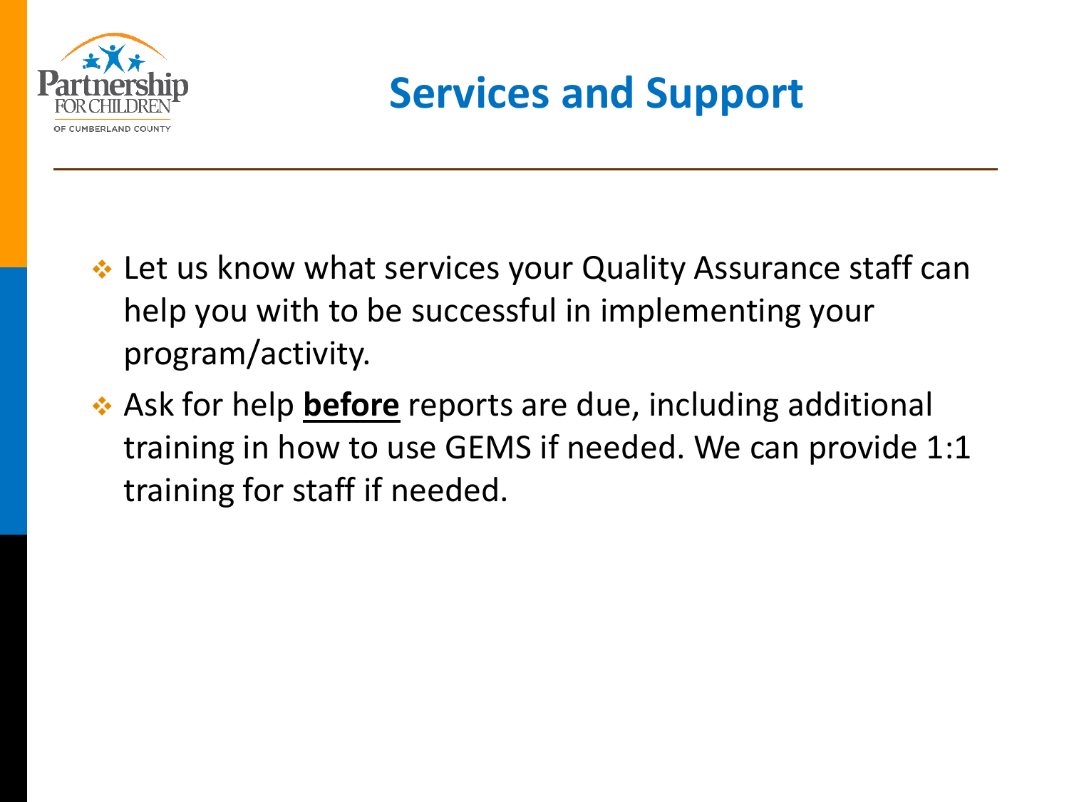# Services and Support

- Let us know what services your Quality Assurance staff can help you with to be successful in implementing your program/activity.
- Ask for help **before** reports are due, including additional training in how to use GEMS if needed. We can provide 1:1 training for staff if needed.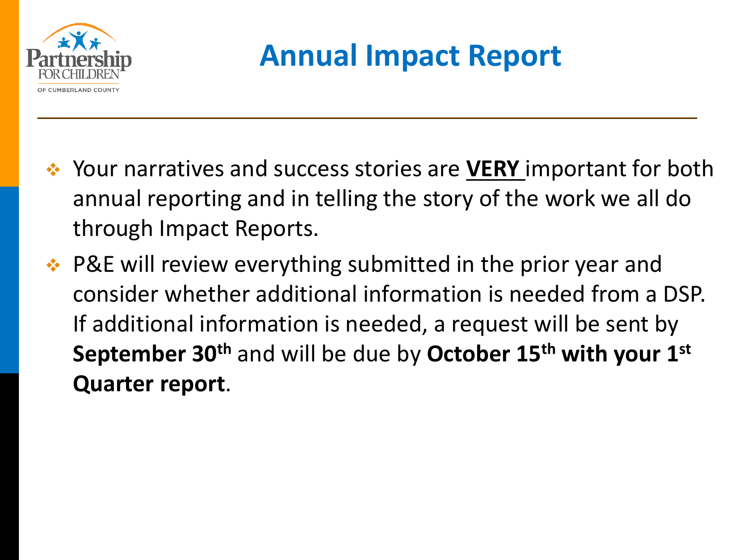# Annual Impact Report

- Your narratives and success stories are **VERY** important for both annual reporting and in telling the story of the work we all do through Impact Reports.
- P&E will review everything submitted in the prior year and consider whether additional information is needed from a DSP. If additional information is needed, a request will be sent by **September 30th** and will be due by **October 15th with your 1st Quarter report**.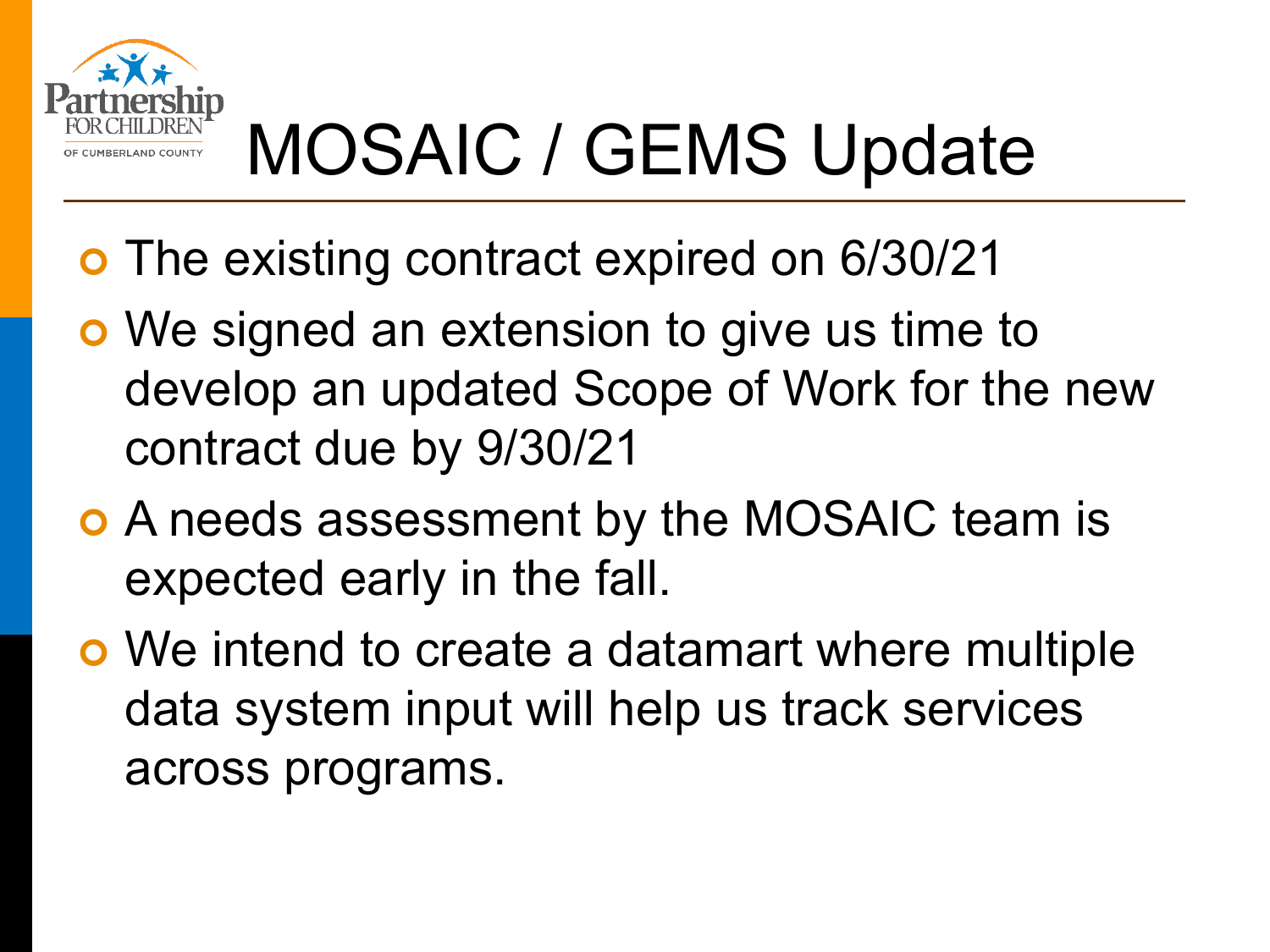# MOSAIC / GEMS Update

- The existing contract expired on 6/30/21
- We signed an extension to give us time to develop an updated Scope of Work for the new contract due by 9/30/21
- A needs assessment by the MOSAIC team is expected early in the fall.
- We intend to create a datamart where multiple data system input will help us track services across programs.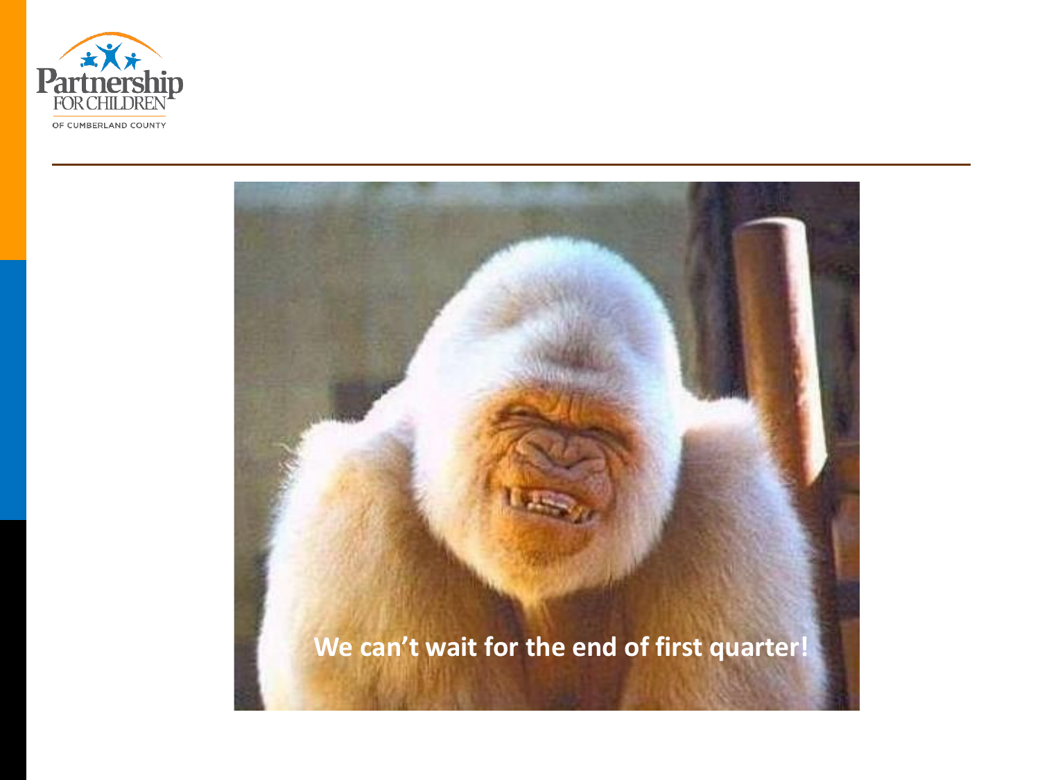We can't wait for the end of first quarter!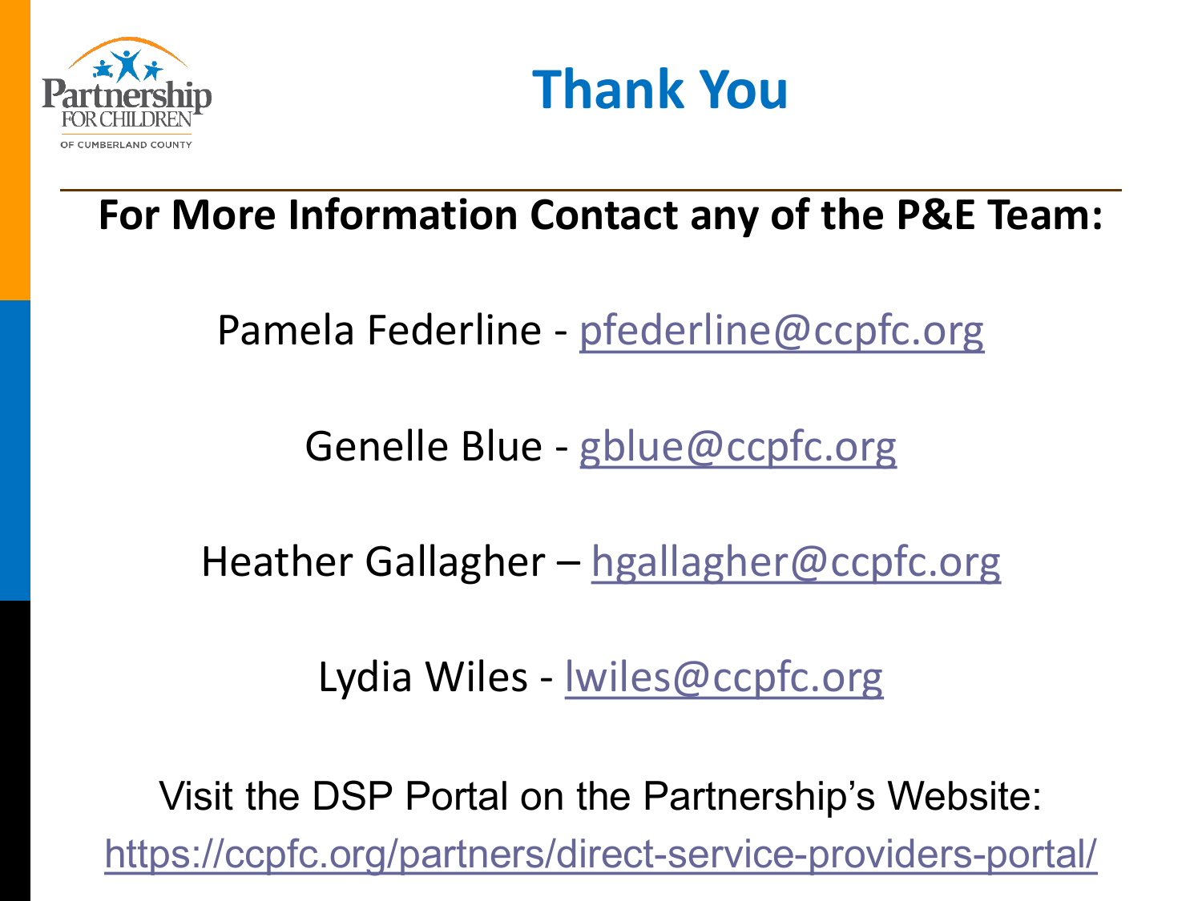# Thank You

## For More Information Contact any of the P&E Team:

Pamela Federline - pfederline@ccpfc.org

Genelle Blue - gblue@ccpfc.org

Heather Gallagher – hgallagher@ccpfc.org

Lydia Wiles - lwiles@ccpfc.org

Visit the DSP Portal on the Partnership's Website:
https://ccpfc.org/partners/direct-service-providers-portal/